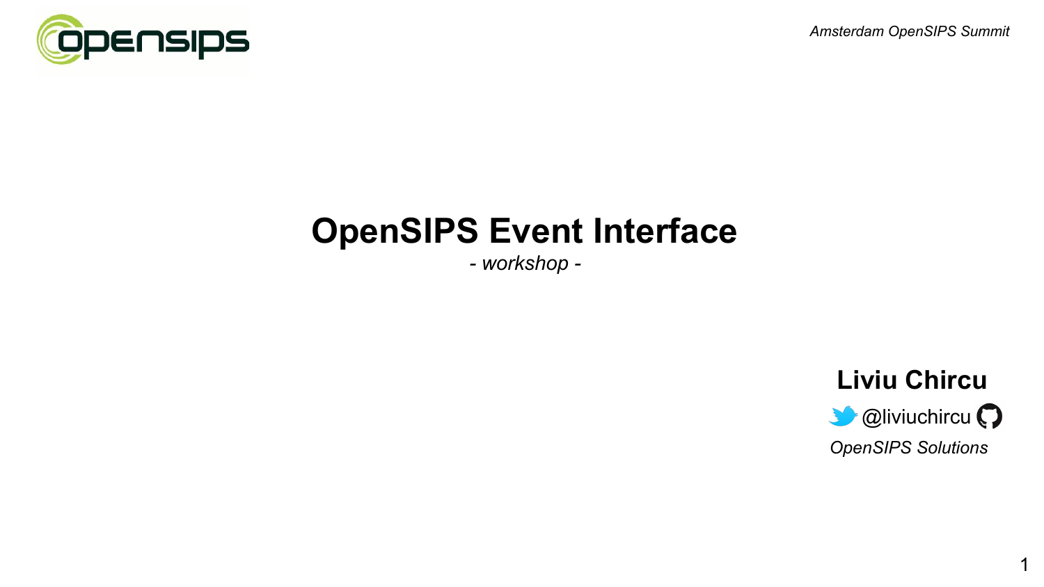*Amsterdam OpenSIPS Summit*

# OpenSIPS Event Interface

*- workshop -*

**Liviu Chircu**

@liviuchircu

*OpenSIPS Solutions*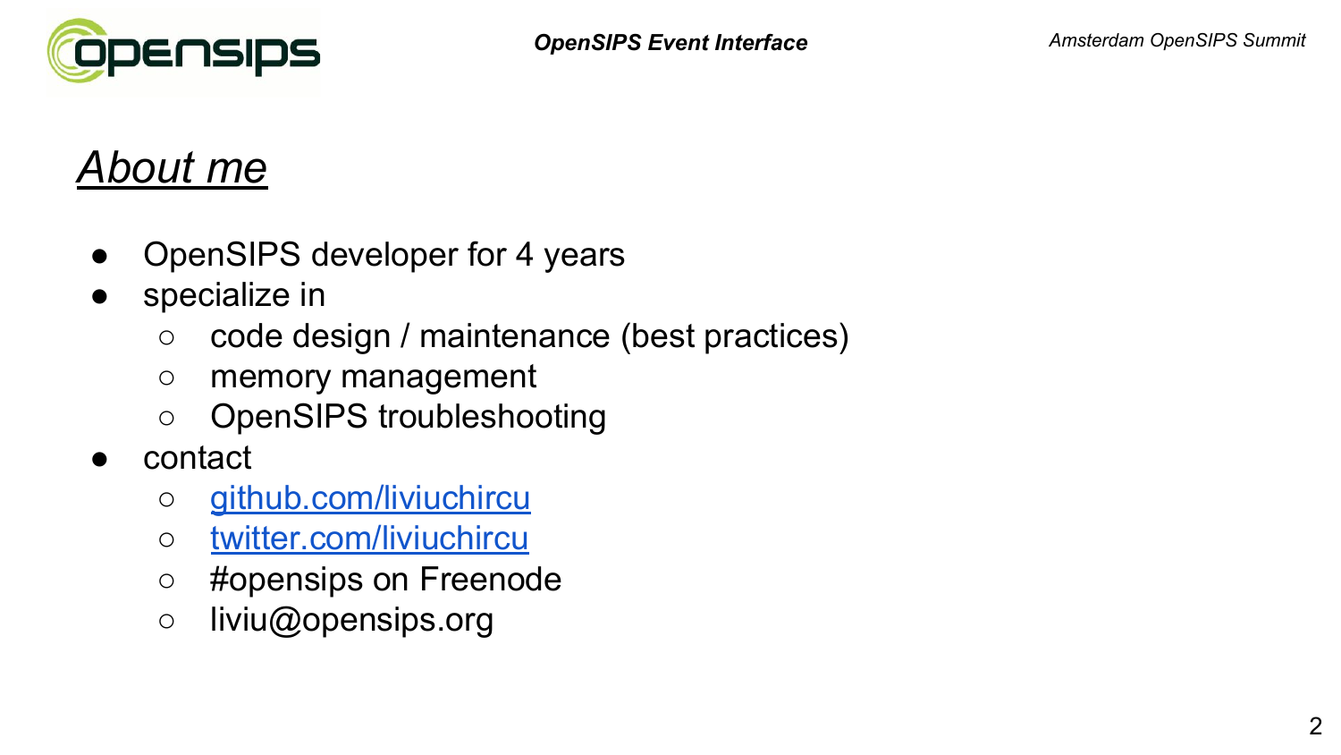## *About me*

- OpenSIPS developer for 4 years
- specialize in
  - code design / maintenance (best practices)
  - memory management
  - OpenSIPS troubleshooting
- contact
  - [github.com/liviuchircu](https://github.com/liviuchircu)
  - [twitter.com/liviuchircu](https://twitter.com/liviuchircu)
  - #opensips on Freenode
  - liviu@opensips.org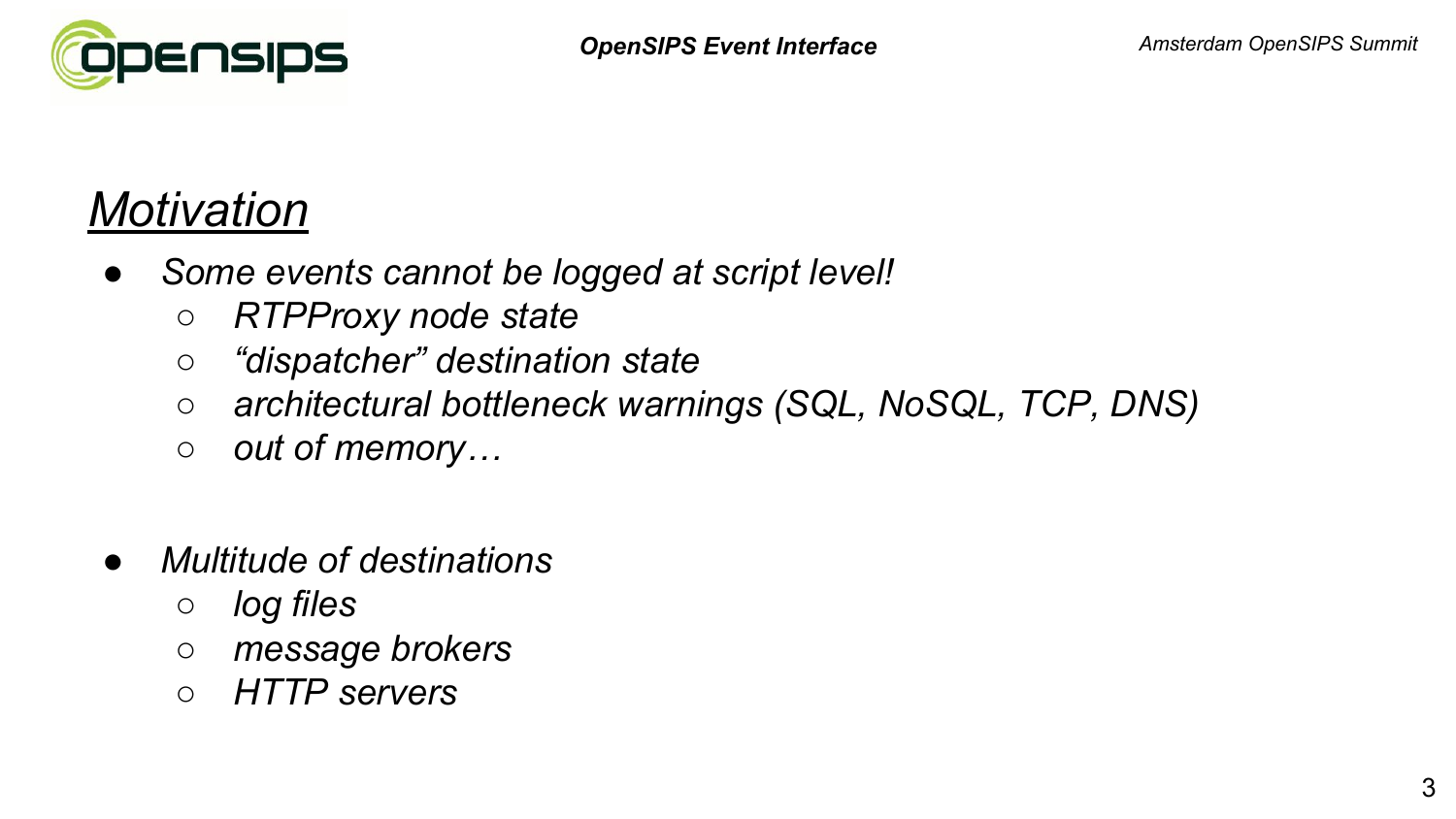## *Motivation*

- *Some events cannot be logged at script level!*
  - *RTPProxy node state*
  - *"dispatcher" destination state*
  - *architectural bottleneck warnings (SQL, NoSQL, TCP, DNS)*
  - *out of memory…*

- *Multitude of destinations*
  - *log files*
  - *message brokers*
  - *HTTP servers*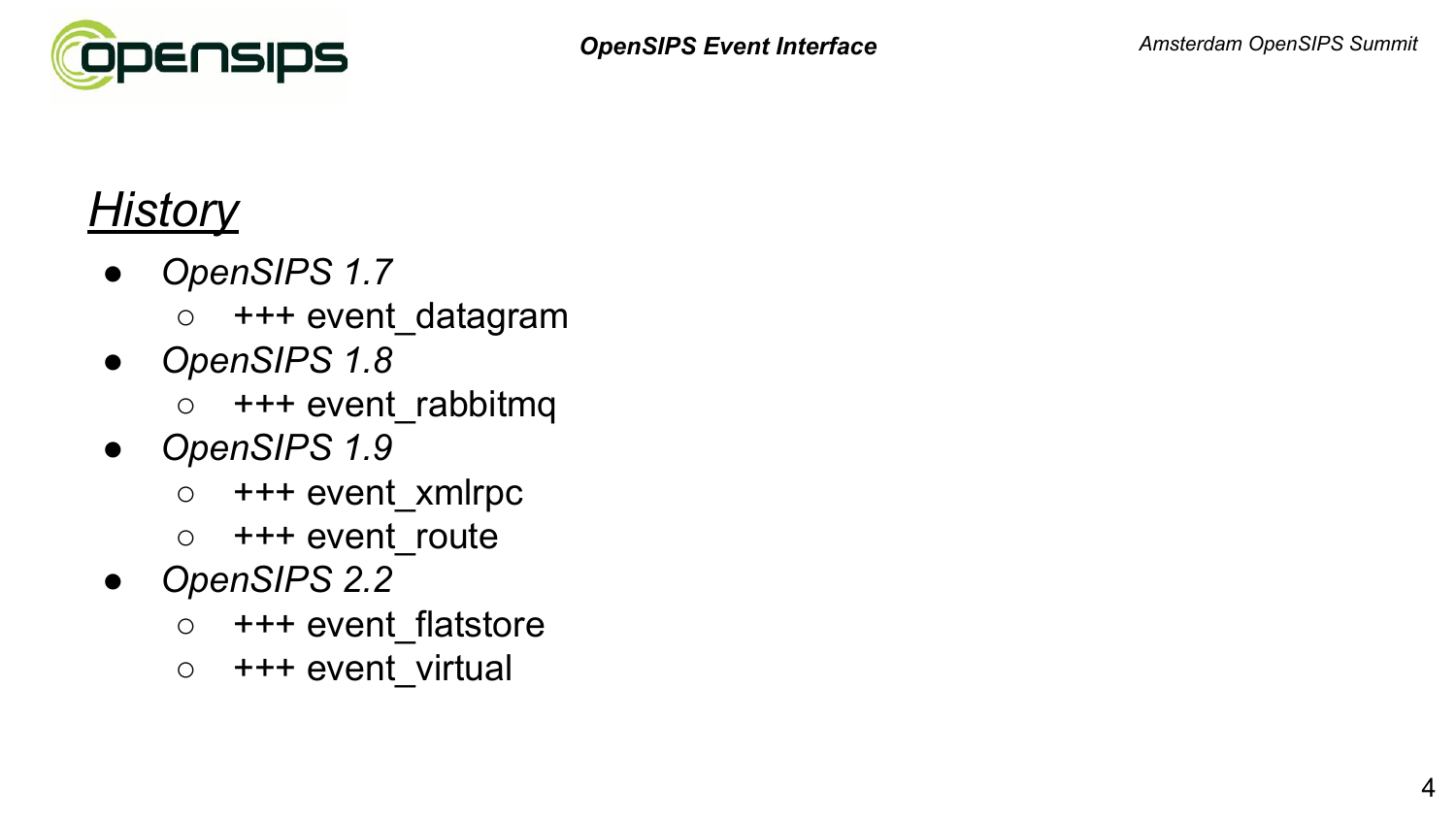## *History*

- *OpenSIPS 1.7*
  - +++ event_datagram
- *OpenSIPS 1.8*
  - +++ event_rabbitmq
- *OpenSIPS 1.9*
  - +++ event_xmlrpc
  - +++ event_route
- *OpenSIPS 2.2*
  - +++ event_flatstore
  - +++ event_virtual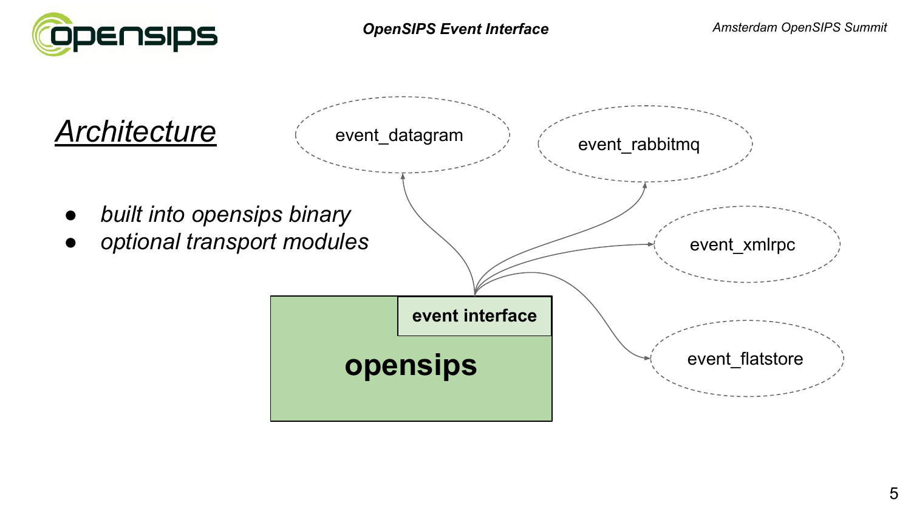## *Architecture*

- *built into opensips binary*
- *optional transport modules*

opensips

event interface

event_datagram

event_rabbitmq

event_xmlrpc

event_flatstore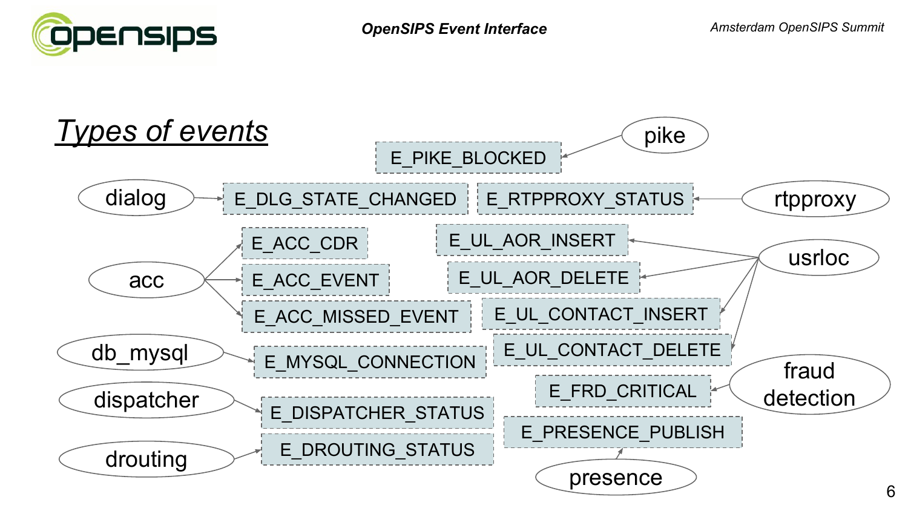# Types of events

| Module | Events |
| --- | --- |
| pike | E_PIKE_BLOCKED |
| dialog | E_DLG_STATE_CHANGED |
| rtpproxy | E_RTPPROXY_STATUS |
| acc | E_ACC_CDR, E_ACC_EVENT, E_ACC_MISSED_EVENT |
| usrloc | E_UL_AOR_INSERT, E_UL_AOR_DELETE, E_UL_CONTACT_INSERT, E_UL_CONTACT_DELETE |
| db_mysql | E_MYSQL_CONNECTION |
| fraud detection | E_FRD_CRITICAL |
| dispatcher | E_DISPATCHER_STATUS |
| drouting | E_DROUTING_STATUS |
| presence | E_PRESENCE_PUBLISH |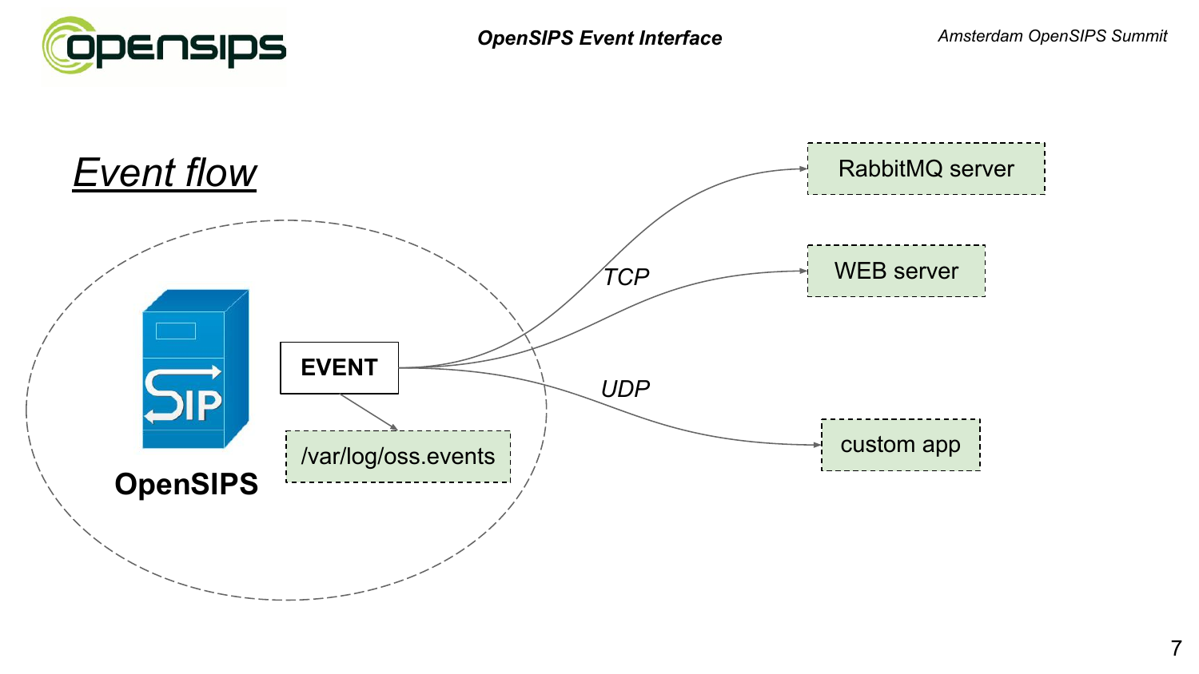## Event flow

OpenSIPS

EVENT

/var/log/oss.events

TCP

UDP

RabbitMQ server

WEB server

custom app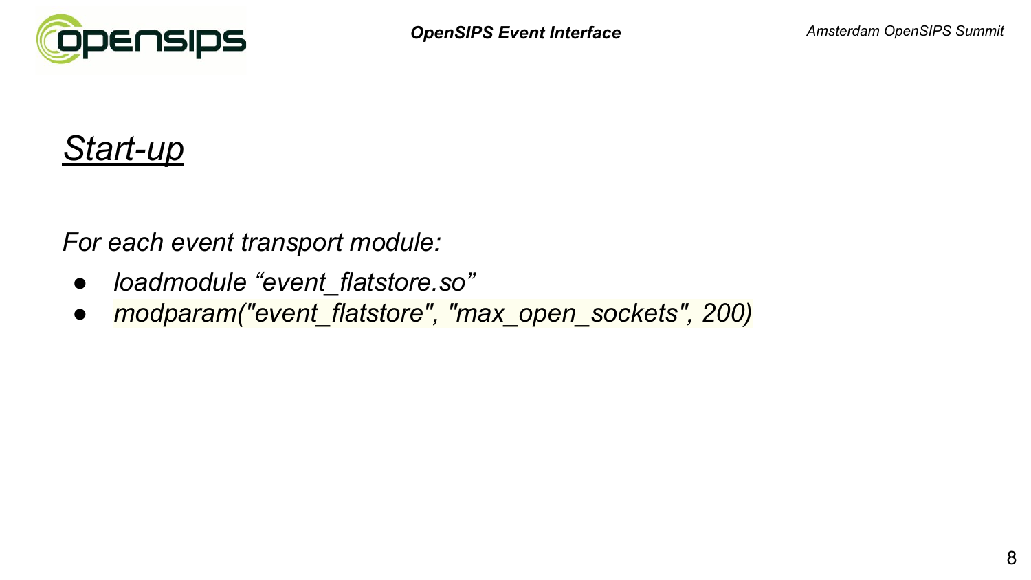## *Start-up*

*For each event transport module:*

- *loadmodule “event_flatstore.so”*
- *modparam("event_flatstore", "max_open_sockets", 200)*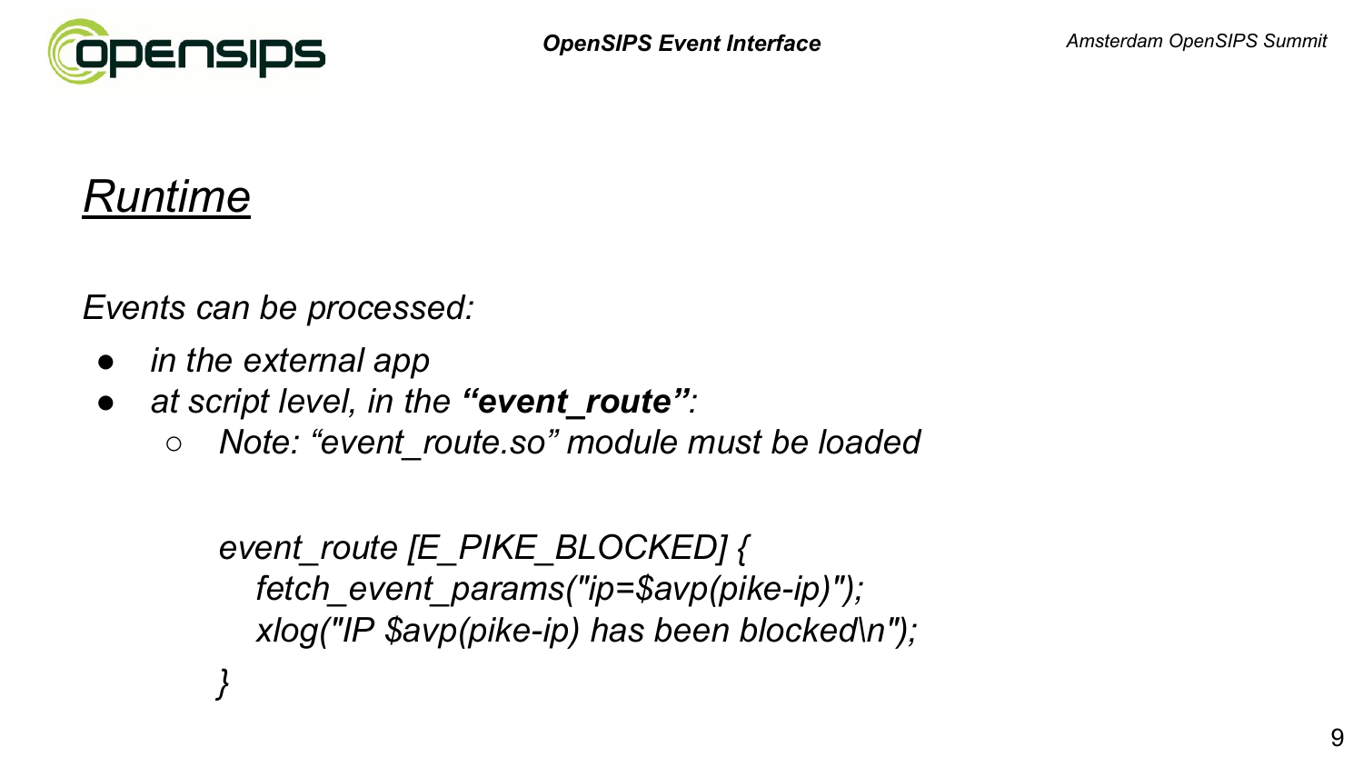## *Runtime*

*Events can be processed:*

- *in the external app*
- *at script level, in the* ***"event_route"****:*
    - *Note: "event_route.so" module must be loaded*

```
event_route [E_PIKE_BLOCKED] {
   fetch_event_params("ip=$avp(pike-ip)");
   xlog("IP $avp(pike-ip) has been blocked\n");
}
```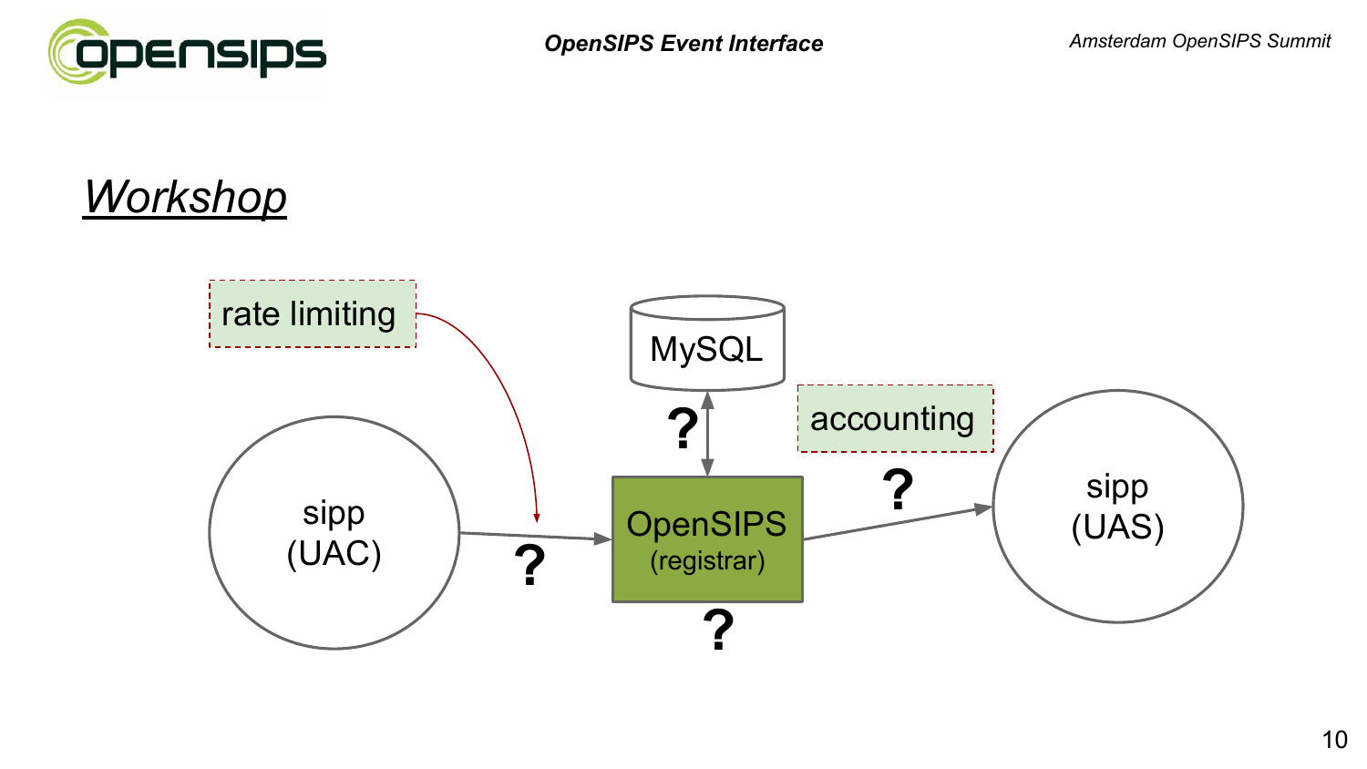## Workshop

rate limiting

MySQL

accounting

sipp (UAC)

OpenSIPS (registrar)

sipp (UAS)

?

?

?

?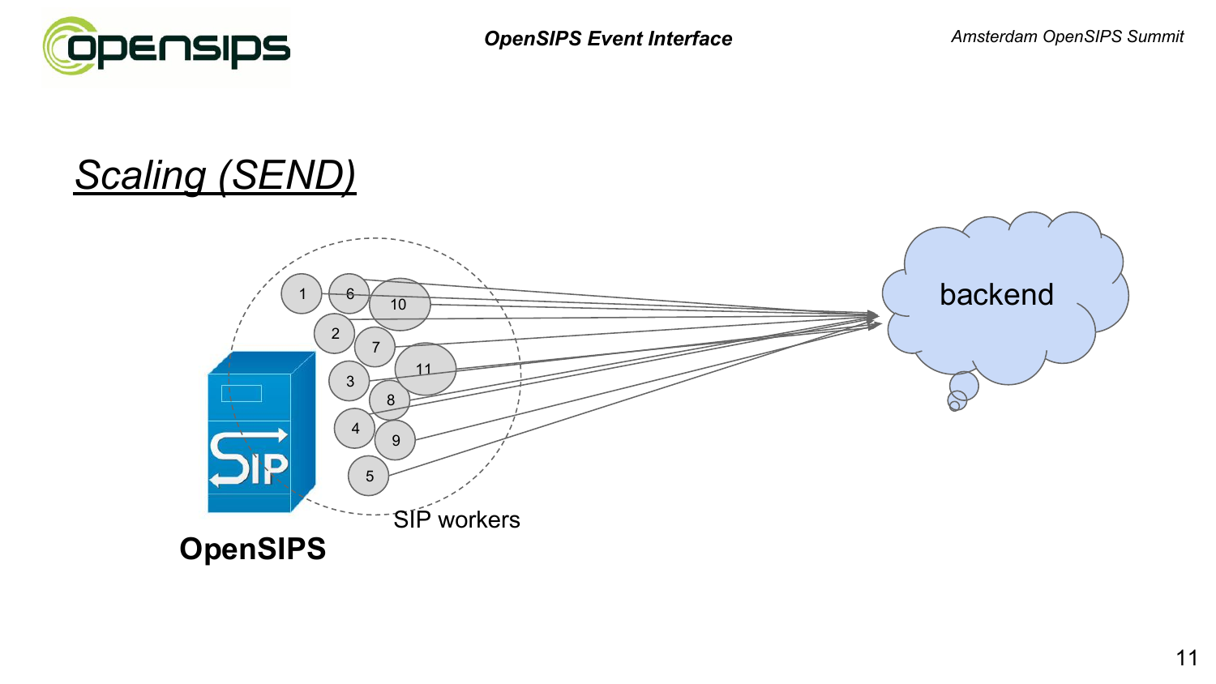## Scaling (SEND)

backend

SIP workers

OpenSIPS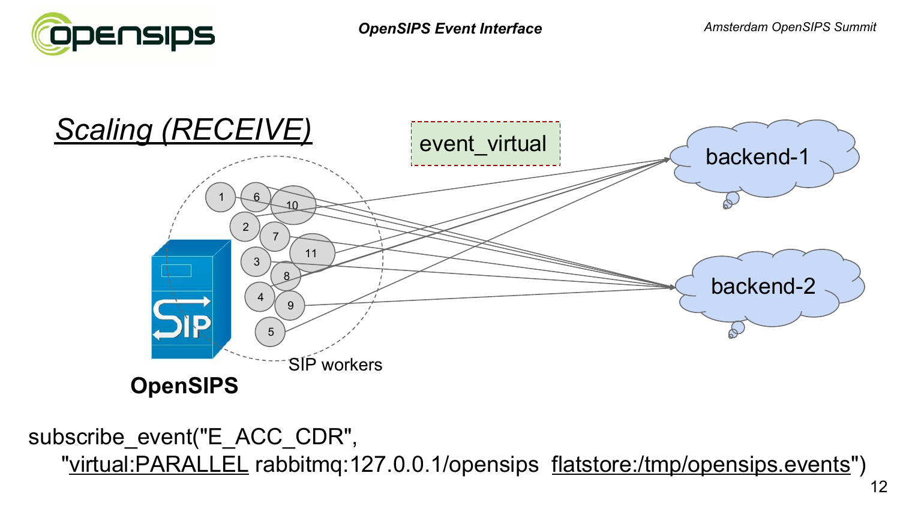## *Scaling (RECEIVE)*

event_virtual

backend-1

backend-2

1 6 10 2 7 11 3 8 4 9 5

SIP workers

**OpenSIPS**

```
subscribe_event("E_ACC_CDR",
    "virtual:PARALLEL rabbitmq:127.0.0.1/opensips  flatstore:/tmp/opensips.events")
```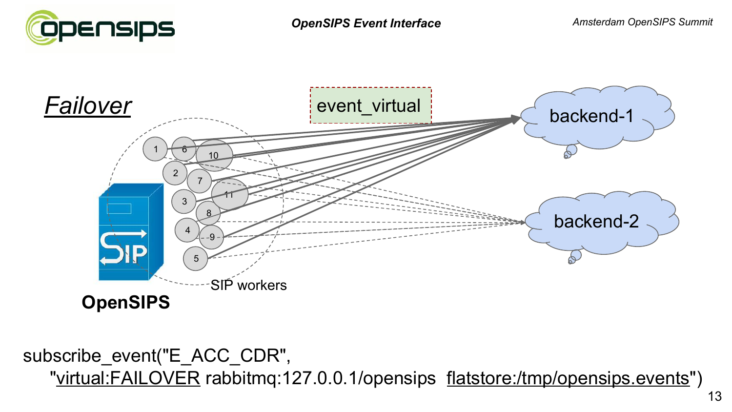## *Failover*

event_virtual

backend-1

backend-2

SIP workers

**OpenSIPS**

subscribe_event("E_ACC_CDR",
"virtual:FAILOVER rabbitmq:127.0.0.1/opensips flatstore:/tmp/opensips.events")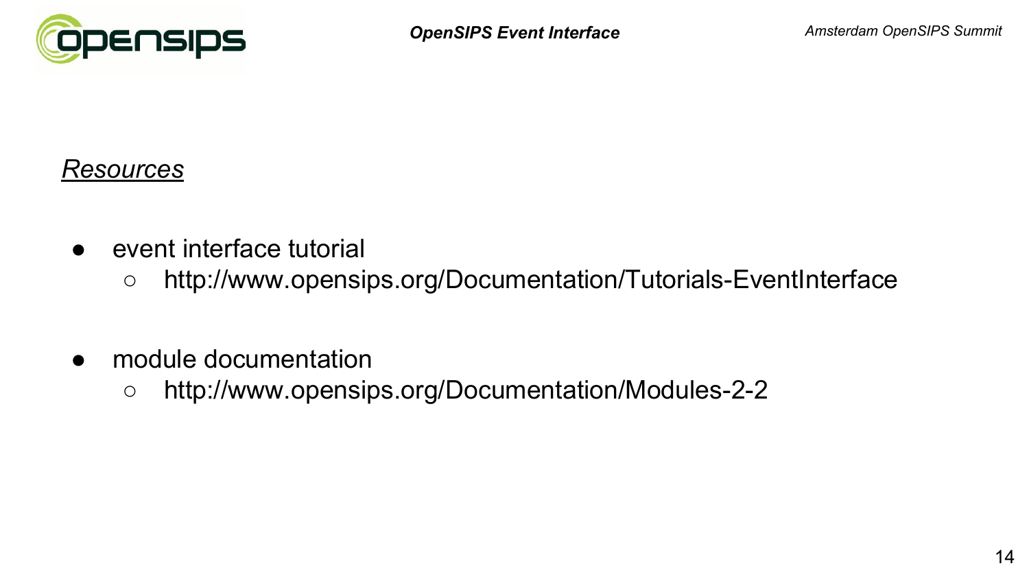*Resources*

- event interface tutorial
  - http://www.opensips.org/Documentation/Tutorials-EventInterface

- module documentation
  - http://www.opensips.org/Documentation/Modules-2-2